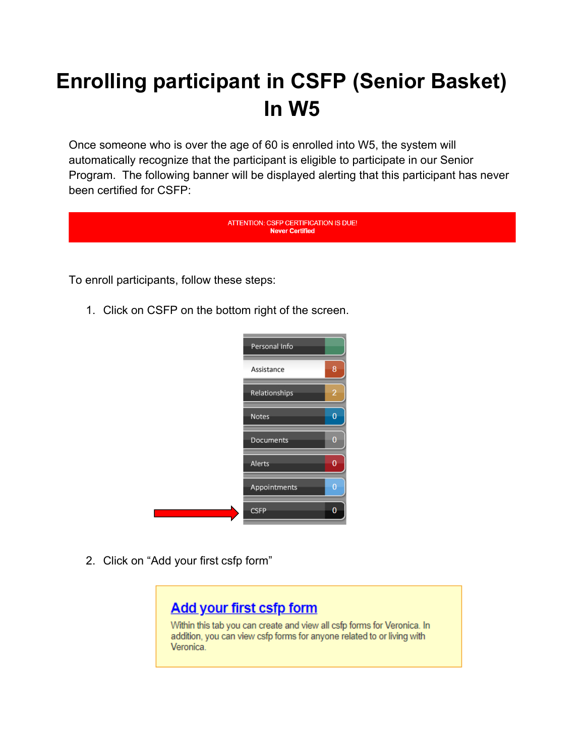# Enrolling participant in CSFP (Senior Basket) In W5

Once someone who is over the age of 60 is enrolled into W5, the system will automatically recognize that the participant is eligible to participate in our Senior Program.  The following banner will be displayed alerting that this participant has never been certified for CSFP:

ATTENTION: CSFP CERTIFICATION IS DUE!
**Never Certified**

To enroll participants, follow these steps:

1. Click on CSFP on the bottom right of the screen.

| | |
|---|---|
| Personal Info | |
| Assistance | 8 |
| Relationships | 2 |
| Notes | 0 |
| Documents | 0 |
| Alerts | 0 |
| Appointments | 0 |
| CSFP | 0 |

2. Click on "Add your first csfp form"

**Add your first csfp form**
Within this tab you can create and view all csfp forms for Veronica. In addition, you can view csfp forms for anyone related to or living with Veronica.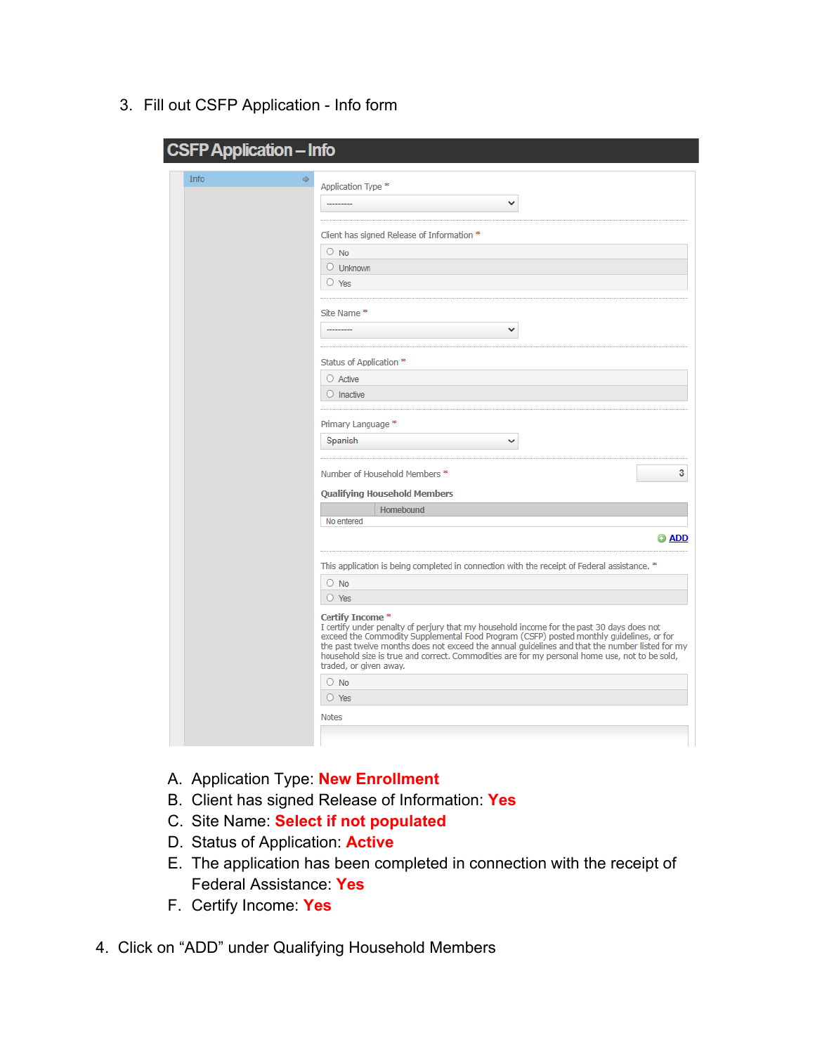3. Fill out CSFP Application - Info form

CSFP Application – Info

Info

Application Type *

---------

Client has signed Release of Information *

- No
- Unknown
- Yes

Site Name *

---------

Status of Application *

- Active
- Inactive

Primary Language *

Spanish

Number of Household Members * 3

**Qualifying Household Members**

| | Homebound |
|---|---|
| No entered | |

ADD

This application is being completed in connection with the receipt of Federal assistance. *

- No
- Yes

**Certify Income** *

I certify under penalty of perjury that my household income for the past 30 days does not exceed the Commodity Supplemental Food Program (CSFP) posted monthly guidelines, or for the past twelve months does not exceed the annual guidelines and that the number listed for my household size is true and correct. Commodities are for my personal home use, not to be sold, traded, or given away.

- No
- Yes

Notes

A. Application Type: **New Enrollment**
B. Client has signed Release of Information: **Yes**
C. Site Name: **Select if not populated**
D. Status of Application: **Active**
E. The application has been completed in connection with the receipt of Federal Assistance: **Yes**
F. Certify Income: **Yes**

4. Click on "ADD" under Qualifying Household Members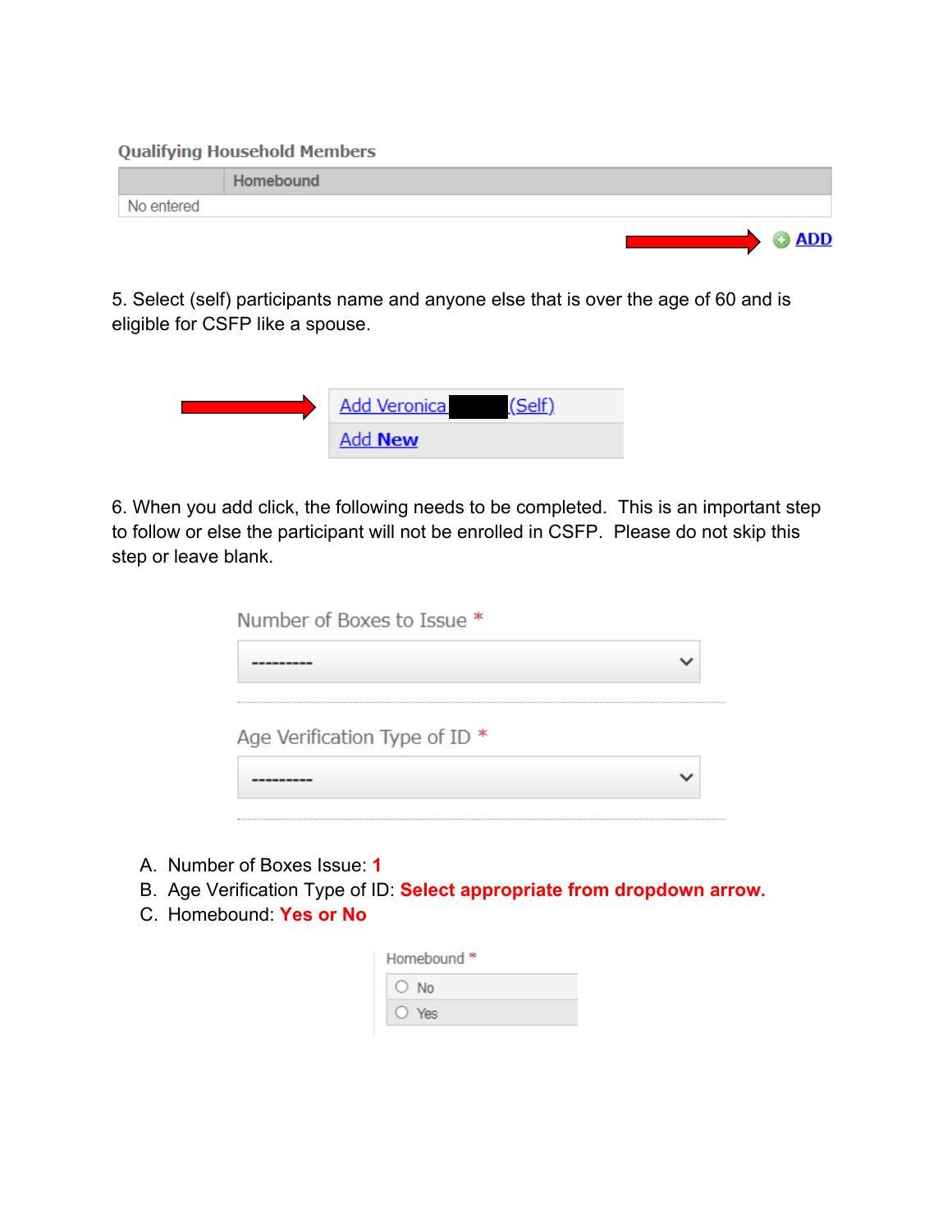**Qualifying Household Members**

| | Homebound |
|---|---|
| No entered | |

ADD

5. Select (self) participants name and anyone else that is over the age of 60 and is eligible for CSFP like a spouse.

Add Veronica (Self)

Add New

6. When you add click, the following needs to be completed. This is an important step to follow or else the participant will not be enrolled in CSFP. Please do not skip this step or leave blank.

Number of Boxes to Issue *

----------

Age Verification Type of ID *

----------

A. Number of Boxes Issue: **1**
B. Age Verification Type of ID: **Select appropriate from dropdown arrow.**
C. Homebound: **Yes or No**

Homebound *

- No
- Yes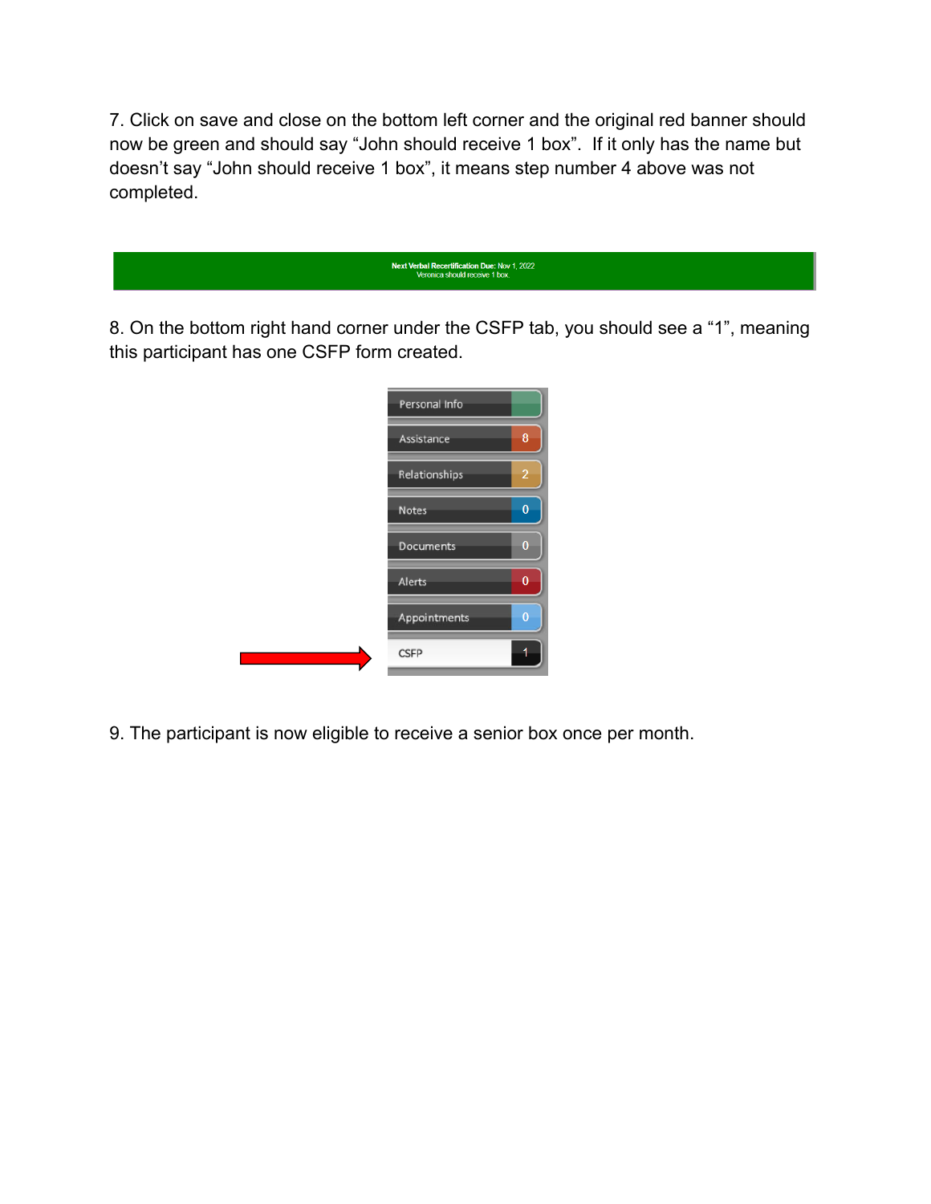7. Click on save and close on the bottom left corner and the original red banner should now be green and should say “John should receive 1 box”. If it only has the name but doesn’t say “John should receive 1 box”, it means step number 4 above was not completed.

**Next Verbal Recertification Due:** Nov 1, 2022
Veronica should receive 1 box.

8. On the bottom right hand corner under the CSFP tab, you should see a “1”, meaning this participant has one CSFP form created.

| Tab | Count |
| --- | --- |
| Personal Info | |
| Assistance | 8 |
| Relationships | 2 |
| Notes | 0 |
| Documents | 0 |
| Alerts | 0 |
| Appointments | 0 |
| CSFP | 1 |

9. The participant is now eligible to receive a senior box once per month.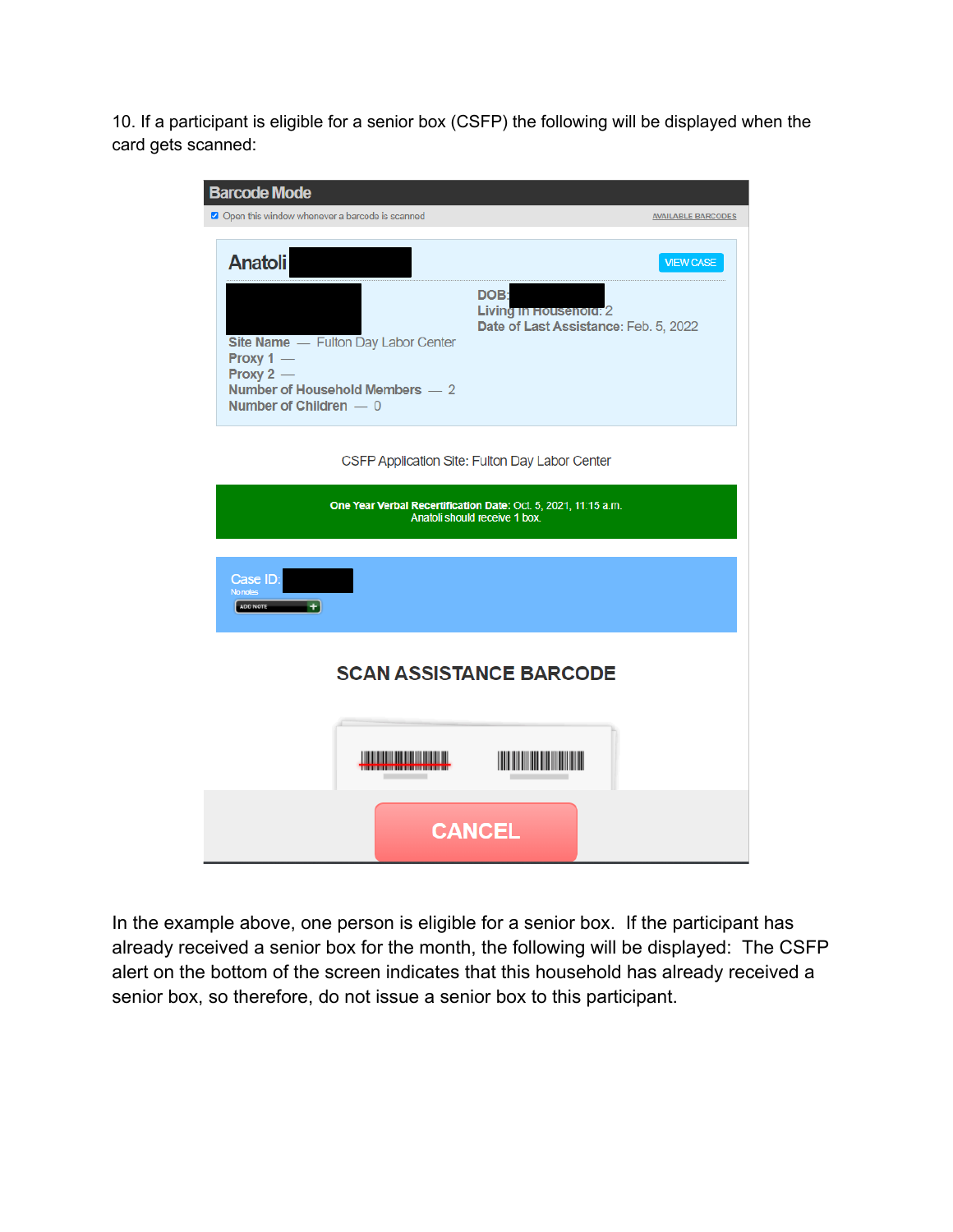10. If a participant is eligible for a senior box (CSFP) the following will be displayed when the card gets scanned:

**Barcode Mode**

☑ Open this window whenever a barcode is scanned — AVAILABLE BARCODES

**Anatoli** — VIEW CASE

DOB:
Living in Household: 2
Date of Last Assistance: Feb. 5, 2022

Site Name — Fulton Day Labor Center
Proxy 1 —
Proxy 2 —
Number of Household Members — 2
Number of Children — 0

CSFP Application Site: Fulton Day Labor Center

**One Year Verbal Recertification Date:** Oct. 5, 2021, 11:15 a.m.
Anatoli should receive 1 box.

Case ID:
No notes
ADD NOTE

**SCAN ASSISTANCE BARCODE**

CANCEL

In the example above, one person is eligible for a senior box. If the participant has already received a senior box for the month, the following will be displayed: The CSFP alert on the bottom of the screen indicates that this household has already received a senior box, so therefore, do not issue a senior box to this participant.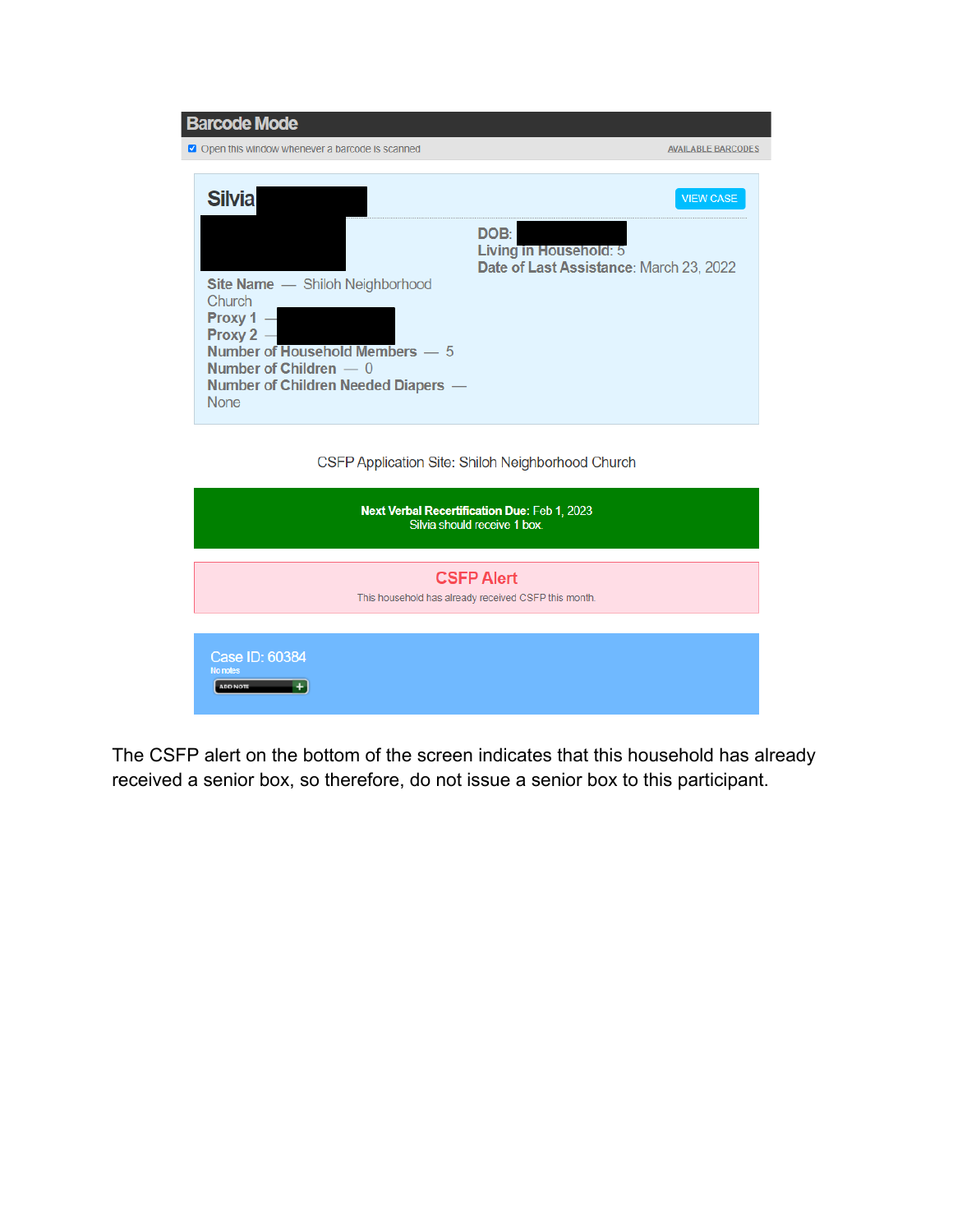**Barcode Mode**

☑ Open this window whenever a barcode is scanned — AVAILABLE BARCODES

**Silvia** [redacted]

VIEW CASE

**DOB**: [redacted]
**Living in Household**: 5
**Date of Last Assistance**: March 23, 2022

**Site Name** — Shiloh Neighborhood Church
**Proxy 1** — [redacted]
**Proxy 2** — [redacted]
**Number of Household Members** — 5
**Number of Children** — 0
**Number of Children Needed Diapers** — None

CSFP Application Site: Shiloh Neighborhood Church

**Next Verbal Recertification Due**: Feb 1, 2023
Silvia should receive 1 box.

**CSFP Alert**

This household has already received CSFP this month.

Case ID: 60384
No notes
ADD NOTE +

The CSFP alert on the bottom of the screen indicates that this household has already received a senior box, so therefore, do not issue a senior box to this participant.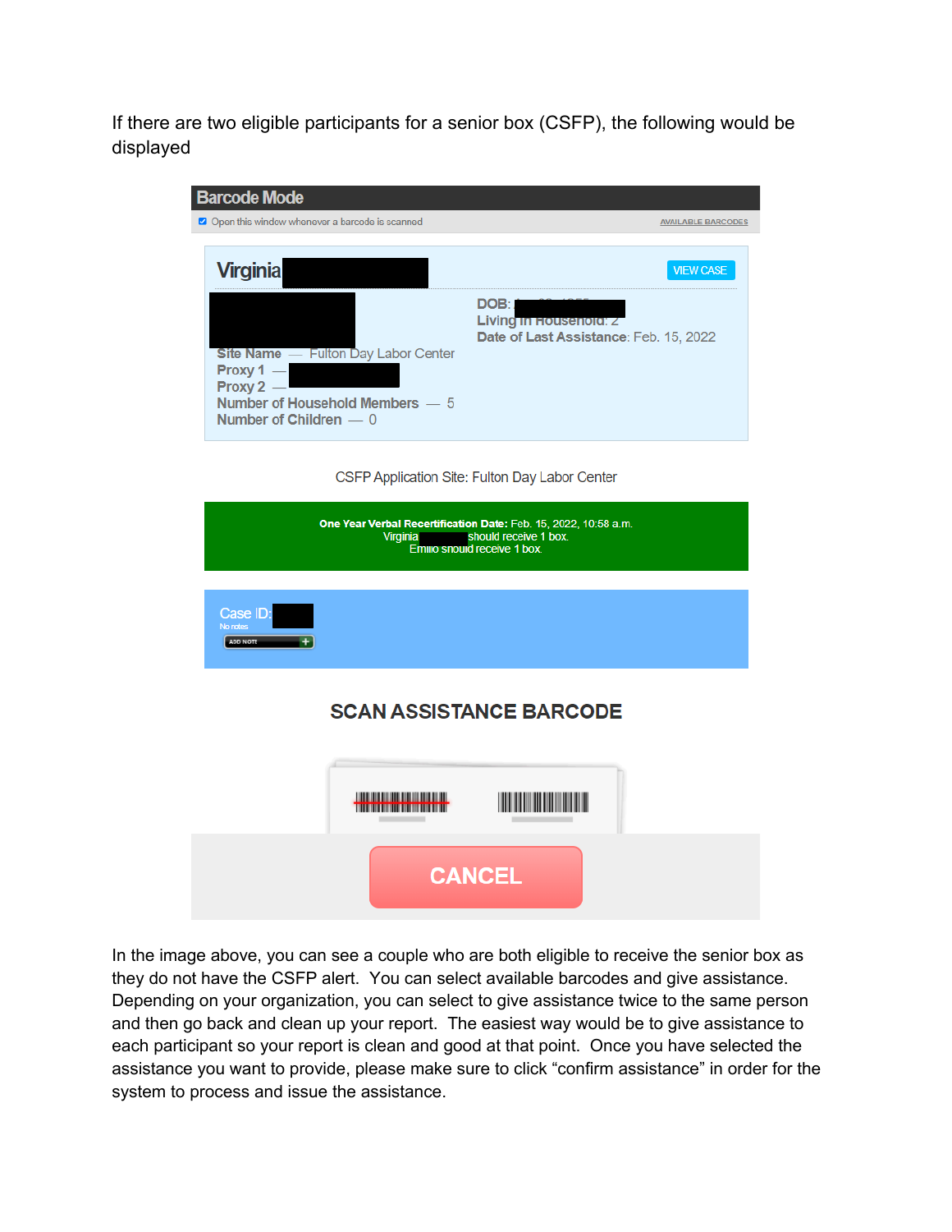If there are two eligible participants for a senior box (CSFP), the following would be displayed

Barcode Mode

Open this window whenever a barcode is scanned

AVAILABLE BARCODES

Virginia

VIEW CASE

DOB:
Living in Household: 2
Date of Last Assistance: Feb. 15, 2022

Site Name — Fulton Day Labor Center
Proxy 1 —
Proxy 2 —
Number of Household Members — 5
Number of Children — 0

CSFP Application Site: Fulton Day Labor Center

**One Year Verbal Recertification Date:** Feb. 15, 2022, 10:58 a.m.
Virginia should receive 1 box.
Emilio should receive 1 box.

Case ID:
No notes
ADD NOTE

SCAN ASSISTANCE BARCODE

CANCEL

In the image above, you can see a couple who are both eligible to receive the senior box as they do not have the CSFP alert. You can select available barcodes and give assistance. Depending on your organization, you can select to give assistance twice to the same person and then go back and clean up your report. The easiest way would be to give assistance to each participant so your report is clean and good at that point. Once you have selected the assistance you want to provide, please make sure to click "confirm assistance" in order for the system to process and issue the assistance.